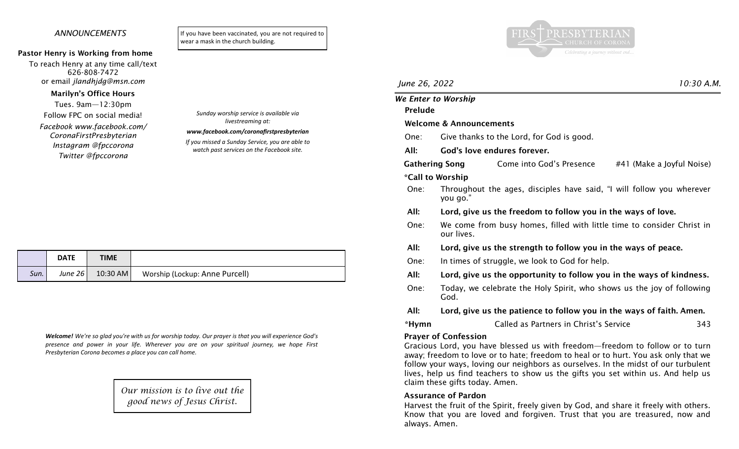*ANNOUNCEMENTS*

If you have been vaccinated, you are not required to wear a mask in the church building.

**Pastor Henry is Working from home**

To reach Henry at any time call/text 626-808-7472 or email *jlandhjdg@msn.com*

**Marilyn's Office Hours**

Tues. 9am—12:30pm

Follow FPC on social media!

*Facebook www.facebook.com/CoronaFirstPresbyterian*

*Instagram @fpccorona*

*Twitter @fpccorona*

*Sunday worship service is available via livestreaming at:*

***www.facebook.com/coronafirstpresbyterian***

*If you missed a Sunday Service, you are able to watch past services on the Facebook site.*

| | DATE | TIME | |
|---|---|---|---|
| *Sun.* | *June 26* | 10:30 AM | Worship (Lockup: Anne Purcell) |

***Welcome!*** *We're so glad you're with us for worship today. Our prayer is that you will experience God's presence and power in your life. Wherever you are on your spiritual journey, we hope First Presbyterian Corona becomes a place you can call home.*

*Our mission is to live out the good news of Jesus Christ.*

FIRST PRESBYTERIAN CHURCH OF CORONA

*Celebrating a journey without end...*

*June 26, 2022* *10:30 A.M.*

***We Enter to Worship***

**Prelude**

**Welcome & Announcements**

One: Give thanks to the Lord, for God is good.

**All: God's love endures forever.**

**Gathering Song** Come into God's Presence #41 (Make a Joyful Noise)

**\*Call to Worship**

One: Throughout the ages, disciples have said, "I will follow you wherever you go."

**All: Lord, give us the freedom to follow you in the ways of love.**

One: We come from busy homes, filled with little time to consider Christ in our lives.

**All: Lord, give us the strength to follow you in the ways of peace.**

One: In times of struggle, we look to God for help.

**All: Lord, give us the opportunity to follow you in the ways of kindness.**

One: Today, we celebrate the Holy Spirit, who shows us the joy of following God.

**All: Lord, give us the patience to follow you in the ways of faith. Amen.**

**\*Hymn** Called as Partners in Christ's Service 343

**Prayer of Confession**

Gracious Lord, you have blessed us with freedom—freedom to follow or to turn away; freedom to love or to hate; freedom to heal or to hurt. You ask only that we follow your ways, loving our neighbors as ourselves. In the midst of our turbulent lives, help us find teachers to show us the gifts you set within us. And help us claim these gifts today. Amen.

**Assurance of Pardon**

Harvest the fruit of the Spirit, freely given by God, and share it freely with others. Know that you are loved and forgiven. Trust that you are treasured, now and always. Amen.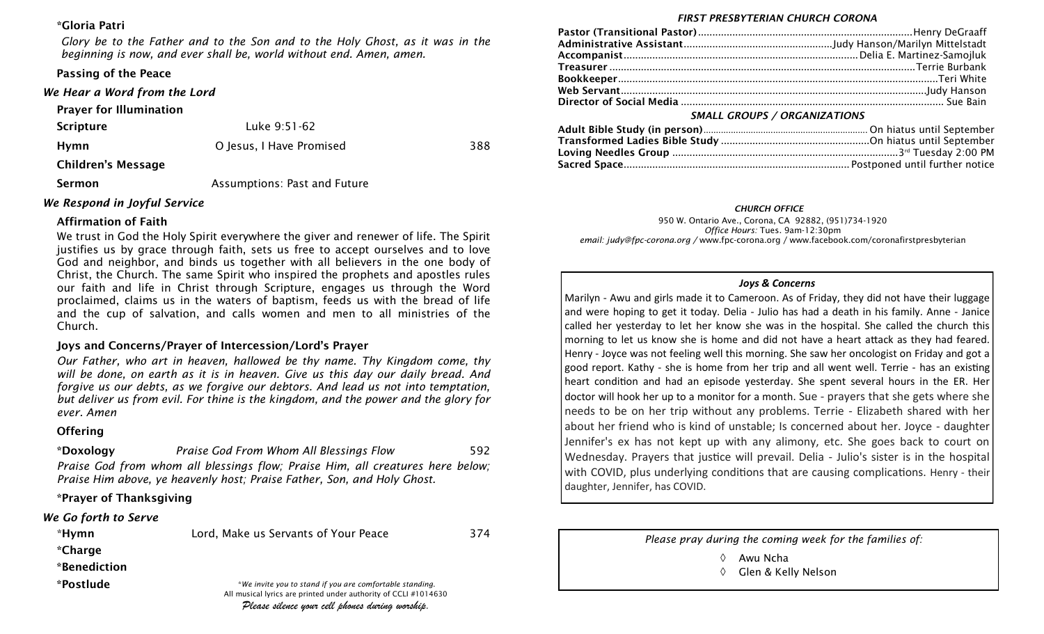**\*Gloria Patri**

*Glory be to the Father and to the Son and to the Holy Ghost, as it was in the beginning is now, and ever shall be, world without end. Amen, amen.*

**Passing of the Peace**

***We Hear a Word from the Lord***

**Prayer for Illumination**

**Scripture** Luke 9:51-62

**Hymn** O Jesus, I Have Promised 388

**Children's Message**

**Sermon** Assumptions: Past and Future

***We Respond in Joyful Service***

**Affirmation of Faith**

We trust in God the Holy Spirit everywhere the giver and renewer of life. The Spirit justifies us by grace through faith, sets us free to accept ourselves and to love God and neighbor, and binds us together with all believers in the one body of Christ, the Church. The same Spirit who inspired the prophets and apostles rules our faith and life in Christ through Scripture, engages us through the Word proclaimed, claims us in the waters of baptism, feeds us with the bread of life and the cup of salvation, and calls women and men to all ministries of the Church.

**Joys and Concerns/Prayer of Intercession/Lord's Prayer**

*Our Father, who art in heaven, hallowed be thy name. Thy Kingdom come, thy will be done, on earth as it is in heaven. Give us this day our daily bread. And forgive us our debts, as we forgive our debtors. And lead us not into temptation, but deliver us from evil. For thine is the kingdom, and the power and the glory for ever. Amen*

**Offering**

**\*Doxology** *Praise God From Whom All Blessings Flow* 592

*Praise God from whom all blessings flow; Praise Him, all creatures here below; Praise Him above, ye heavenly host; Praise Father, Son, and Holy Ghost.*

**\*Prayer of Thanksgiving**

***We Go forth to Serve***

**\*Hymn** Lord, Make us Servants of Your Peace 374

**\*Charge**

**\*Benediction**

**\*Postlude**

*\*We invite you to stand if you are comfortable standing.*
All musical lyrics are printed under authority of CCLI #1014630
*Please silence your cell phones during worship.*

***FIRST PRESBYTERIAN CHURCH CORONA***

**Pastor (Transitional Pastor)**........Henry DeGraaff
**Administrative Assistant**........Judy Hanson/Marilyn Mittelstadt
**Accompanist**........Delia E. Martinez-Samojluk
**Treasurer**........Terrie Burbank
**Bookkeeper**........Teri White
**Web Servant**........Judy Hanson
**Director of Social Media**........Sue Bain

***SMALL GROUPS / ORGANIZATIONS***

**Adult Bible Study (in person)**........On hiatus until September
**Transformed Ladies Bible Study**........On hiatus until September
**Loving Needles Group**........3rd Tuesday 2:00 PM
**Sacred Space**........Postponed until further notice

***CHURCH OFFICE***

950 W. Ontario Ave., Corona, CA 92882, (951)734-1920
*Office Hours:* Tues. 9am-12:30pm
*email: judy@fpc-corona.org /* www.fpc-corona.org / www.facebook.com/coronafirstpresbyterian

***Joys & Concerns***

Marilyn - Awu and girls made it to Cameroon. As of Friday, they did not have their luggage and were hoping to get it today. Delia - Julio has had a death in his family. Anne - Janice called her yesterday to let her know she was in the hospital. She called the church this morning to let us know she is home and did not have a heart attack as they had feared. Henry - Joyce was not feeling well this morning. She saw her oncologist on Friday and got a good report. Kathy - she is home from her trip and all went well. Terrie - has an existing heart condition and had an episode yesterday. She spent several hours in the ER. Her doctor will hook her up to a monitor for a month. Sue - prayers that she gets where she needs to be on her trip without any problems. Terrie - Elizabeth shared with her about her friend who is kind of unstable; Is concerned about her. Joyce - daughter Jennifer's ex has not kept up with any alimony, etc. She goes back to court on Wednesday. Prayers that justice will prevail. Delia - Julio's sister is in the hospital with COVID, plus underlying conditions that are causing complications. Henry - their daughter, Jennifer, has COVID.

*Please pray during the coming week for the families of:*

◊ Awu Ncha
◊ Glen & Kelly Nelson